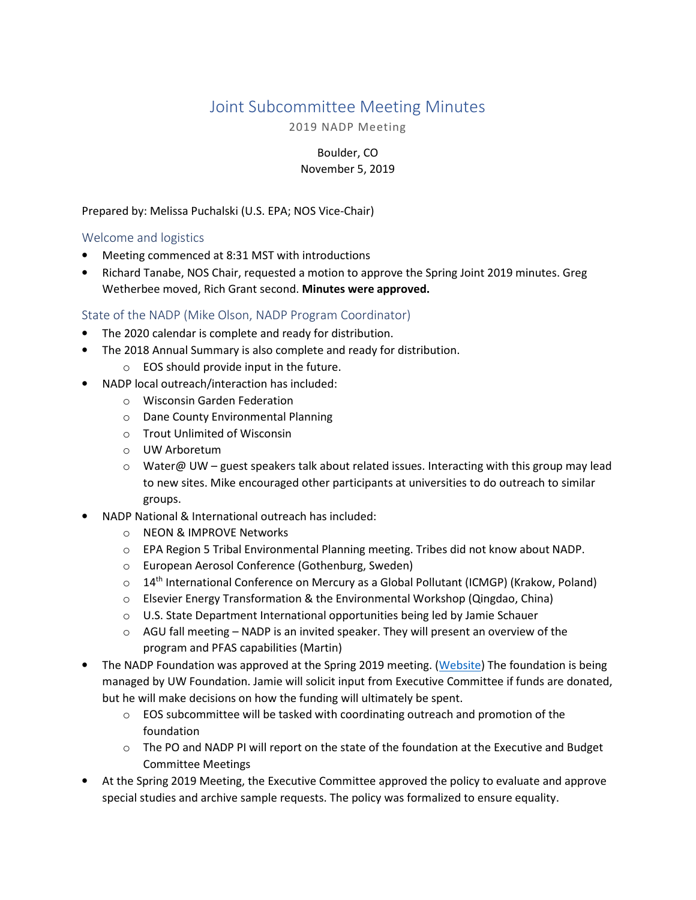# Joint Subcommittee Meeting Minutes

2019 NADP Meeting

Boulder, CO
November 5, 2019

Prepared by: Melissa Puchalski (U.S. EPA; NOS Vice-Chair)

## Welcome and logistics

- Meeting commenced at 8:31 MST with introductions
- Richard Tanabe, NOS Chair, requested a motion to approve the Spring Joint 2019 minutes. Greg Wetherbee moved, Rich Grant second. **Minutes were approved.**

## State of the NADP (Mike Olson, NADP Program Coordinator)

- The 2020 calendar is complete and ready for distribution.
- The 2018 Annual Summary is also complete and ready for distribution.
  - EOS should provide input in the future.
- NADP local outreach/interaction has included:
  - Wisconsin Garden Federation
  - Dane County Environmental Planning
  - Trout Unlimited of Wisconsin
  - UW Arboretum
  - Water@ UW – guest speakers talk about related issues. Interacting with this group may lead to new sites. Mike encouraged other participants at universities to do outreach to similar groups.
- NADP National & International outreach has included:
  - NEON & IMPROVE Networks
  - EPA Region 5 Tribal Environmental Planning meeting. Tribes did not know about NADP.
  - European Aerosol Conference (Gothenburg, Sweden)
  - 14th International Conference on Mercury as a Global Pollutant (ICMGP) (Krakow, Poland)
  - Elsevier Energy Transformation & the Environmental Workshop (Qingdao, China)
  - U.S. State Department International opportunities being led by Jamie Schauer
  - AGU fall meeting – NADP is an invited speaker. They will present an overview of the program and PFAS capabilities (Martin)
- The NADP Foundation was approved at the Spring 2019 meeting. (Website) The foundation is being managed by UW Foundation. Jamie will solicit input from Executive Committee if funds are donated, but he will make decisions on how the funding will ultimately be spent.
  - EOS subcommittee will be tasked with coordinating outreach and promotion of the foundation
  - The PO and NADP PI will report on the state of the foundation at the Executive and Budget Committee Meetings
- At the Spring 2019 Meeting, the Executive Committee approved the policy to evaluate and approve special studies and archive sample requests. The policy was formalized to ensure equality.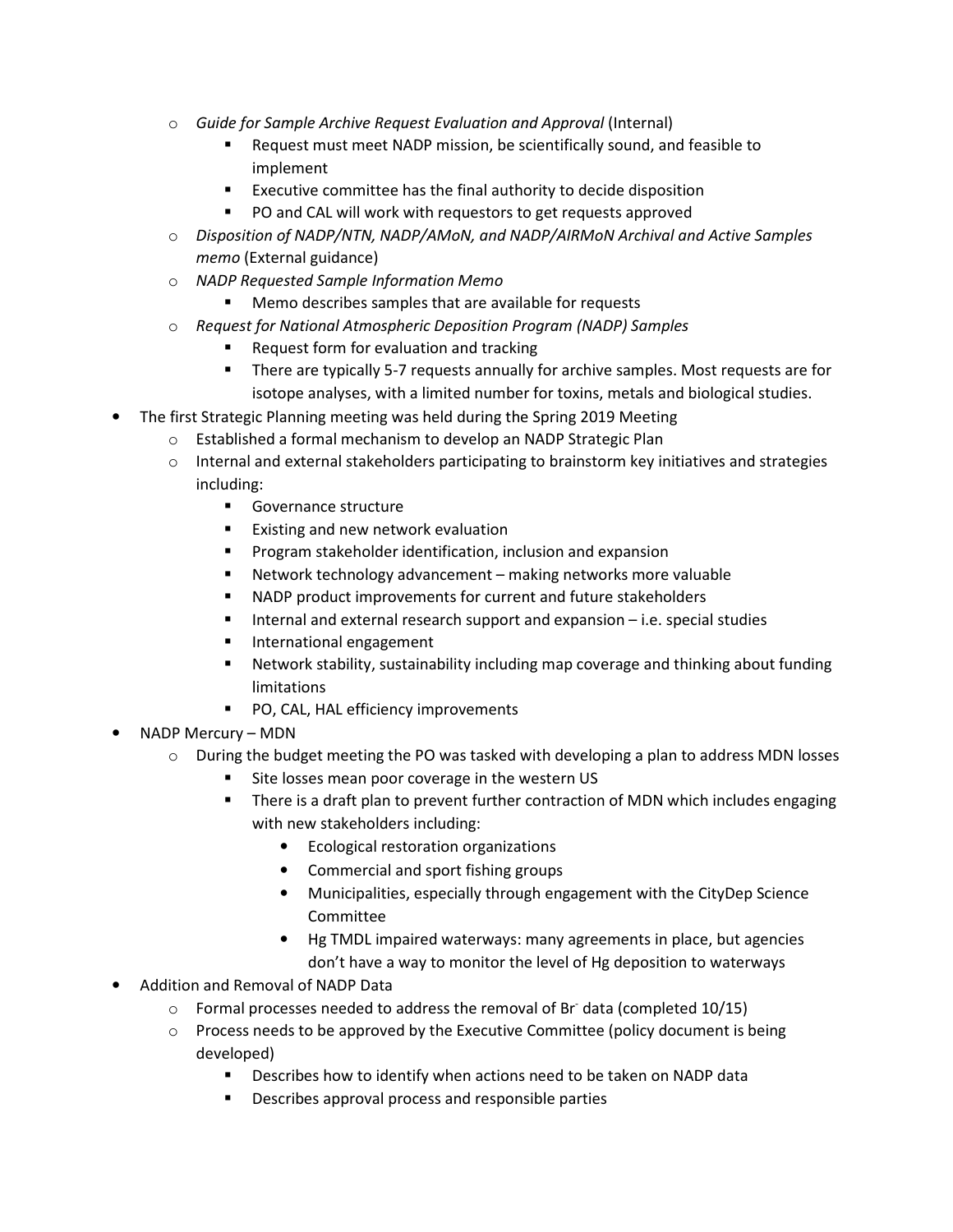- *Guide for Sample Archive Request Evaluation and Approval* (Internal)
    - Request must meet NADP mission, be scientifically sound, and feasible to implement
    - Executive committee has the final authority to decide disposition
    - PO and CAL will work with requestors to get requests approved
  - *Disposition of NADP/NTN, NADP/AMoN, and NADP/AIRMoN Archival and Active Samples memo* (External guidance)
  - *NADP Requested Sample Information Memo*
    - Memo describes samples that are available for requests
  - *Request for National Atmospheric Deposition Program (NADP) Samples*
    - Request form for evaluation and tracking
    - There are typically 5-7 requests annually for archive samples. Most requests are for isotope analyses, with a limited number for toxins, metals and biological studies.
- The first Strategic Planning meeting was held during the Spring 2019 Meeting
  - Established a formal mechanism to develop an NADP Strategic Plan
  - Internal and external stakeholders participating to brainstorm key initiatives and strategies including:
    - Governance structure
    - Existing and new network evaluation
    - Program stakeholder identification, inclusion and expansion
    - Network technology advancement – making networks more valuable
    - NADP product improvements for current and future stakeholders
    - Internal and external research support and expansion – i.e. special studies
    - International engagement
    - Network stability, sustainability including map coverage and thinking about funding limitations
    - PO, CAL, HAL efficiency improvements
- NADP Mercury – MDN
  - During the budget meeting the PO was tasked with developing a plan to address MDN losses
    - Site losses mean poor coverage in the western US
    - There is a draft plan to prevent further contraction of MDN which includes engaging with new stakeholders including:
      - Ecological restoration organizations
      - Commercial and sport fishing groups
      - Municipalities, especially through engagement with the CityDep Science Committee
      - Hg TMDL impaired waterways: many agreements in place, but agencies don't have a way to monitor the level of Hg deposition to waterways
- Addition and Removal of NADP Data
  - Formal processes needed to address the removal of $Br^-$ data (completed 10/15)
  - Process needs to be approved by the Executive Committee (policy document is being developed)
    - Describes how to identify when actions need to be taken on NADP data
    - Describes approval process and responsible parties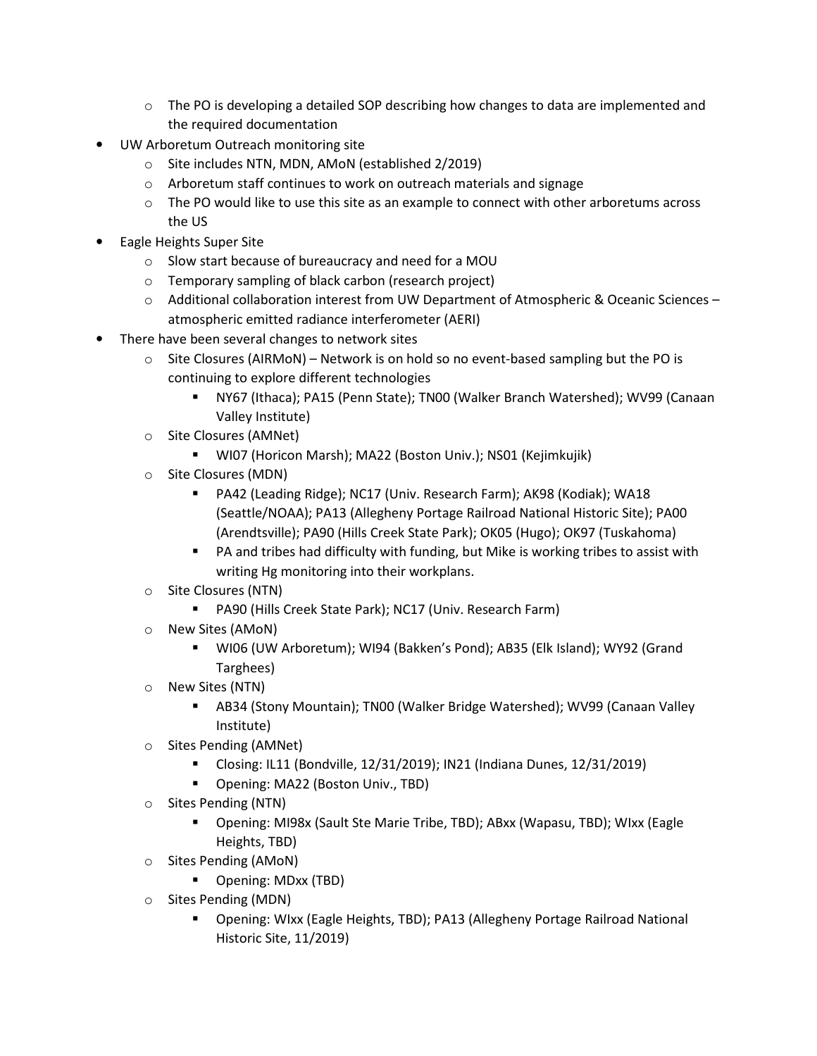- The PO is developing a detailed SOP describing how changes to data are implemented and the required documentation
- UW Arboretum Outreach monitoring site
    - Site includes NTN, MDN, AMoN (established 2/2019)
    - Arboretum staff continues to work on outreach materials and signage
    - The PO would like to use this site as an example to connect with other arboretums across the US
- Eagle Heights Super Site
    - Slow start because of bureaucracy and need for a MOU
    - Temporary sampling of black carbon (research project)
    - Additional collaboration interest from UW Department of Atmospheric & Oceanic Sciences – atmospheric emitted radiance interferometer (AERI)
- There have been several changes to network sites
    - Site Closures (AIRMoN) – Network is on hold so no event-based sampling but the PO is continuing to explore different technologies
        - NY67 (Ithaca); PA15 (Penn State); TN00 (Walker Branch Watershed); WV99 (Canaan Valley Institute)
    - Site Closures (AMNet)
        - WI07 (Horicon Marsh); MA22 (Boston Univ.); NS01 (Kejimkujik)
    - Site Closures (MDN)
        - PA42 (Leading Ridge); NC17 (Univ. Research Farm); AK98 (Kodiak); WA18 (Seattle/NOAA); PA13 (Allegheny Portage Railroad National Historic Site); PA00 (Arendtsville); PA90 (Hills Creek State Park); OK05 (Hugo); OK97 (Tuskahoma)
        - PA and tribes had difficulty with funding, but Mike is working tribes to assist with writing Hg monitoring into their workplans.
    - Site Closures (NTN)
        - PA90 (Hills Creek State Park); NC17 (Univ. Research Farm)
    - New Sites (AMoN)
        - WI06 (UW Arboretum); WI94 (Bakken's Pond); AB35 (Elk Island); WY92 (Grand Targhees)
    - New Sites (NTN)
        - AB34 (Stony Mountain); TN00 (Walker Bridge Watershed); WV99 (Canaan Valley Institute)
    - Sites Pending (AMNet)
        - Closing: IL11 (Bondville, 12/31/2019); IN21 (Indiana Dunes, 12/31/2019)
        - Opening: MA22 (Boston Univ., TBD)
    - Sites Pending (NTN)
        - Opening: MI98x (Sault Ste Marie Tribe, TBD); ABxx (Wapasu, TBD); WIxx (Eagle Heights, TBD)
    - Sites Pending (AMoN)
        - Opening: MDxx (TBD)
    - Sites Pending (MDN)
        - Opening: WIxx (Eagle Heights, TBD); PA13 (Allegheny Portage Railroad National Historic Site, 11/2019)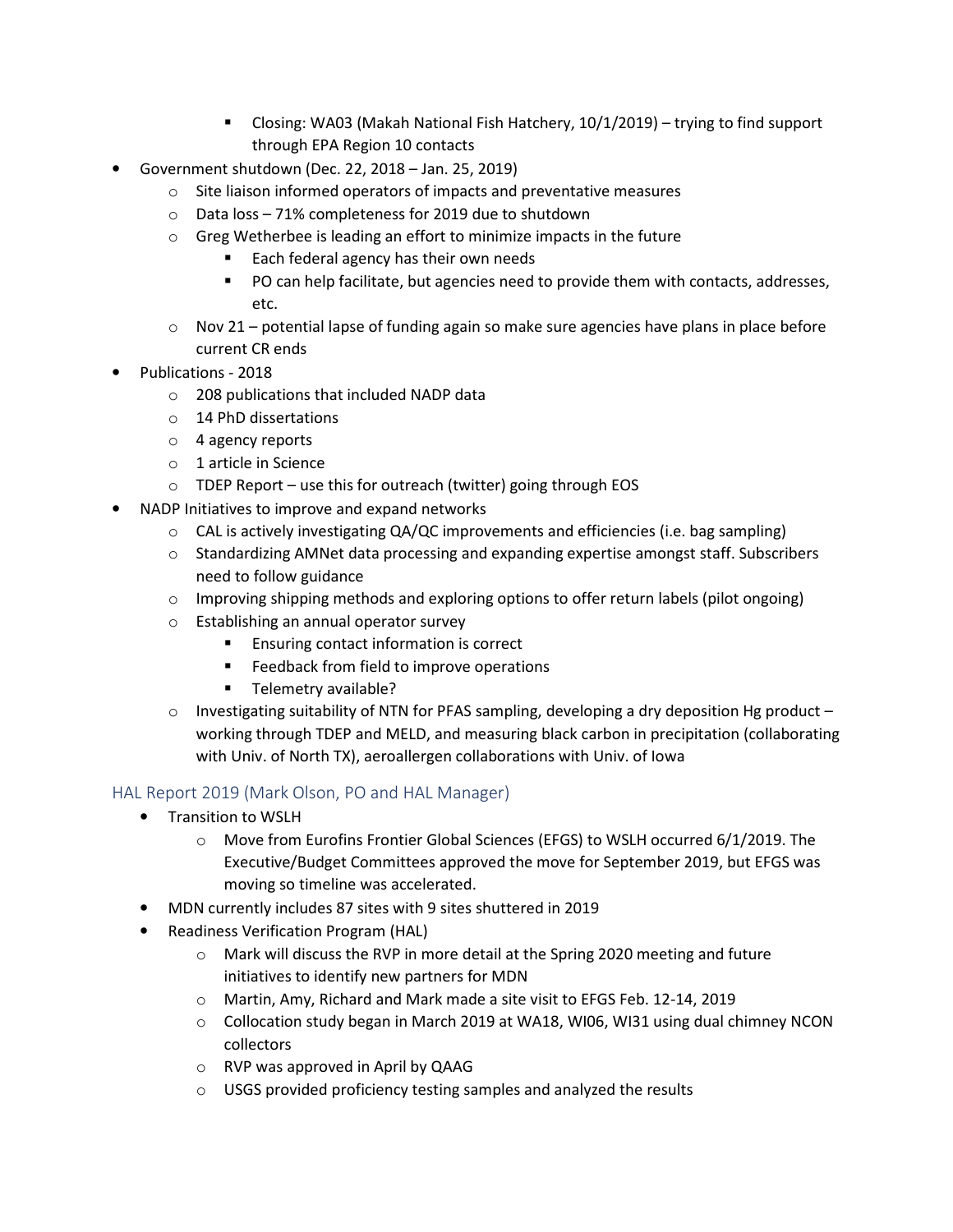- Closing: WA03 (Makah National Fish Hatchery, 10/1/2019) – trying to find support through EPA Region 10 contacts
- Government shutdown (Dec. 22, 2018 – Jan. 25, 2019)
  - Site liaison informed operators of impacts and preventative measures
  - Data loss – 71% completeness for 2019 due to shutdown
  - Greg Wetherbee is leading an effort to minimize impacts in the future
    - Each federal agency has their own needs
    - PO can help facilitate, but agencies need to provide them with contacts, addresses, etc.
  - Nov 21 – potential lapse of funding again so make sure agencies have plans in place before current CR ends
- Publications - 2018
  - 208 publications that included NADP data
  - 14 PhD dissertations
  - 4 agency reports
  - 1 article in Science
  - TDEP Report – use this for outreach (twitter) going through EOS
- NADP Initiatives to improve and expand networks
  - CAL is actively investigating QA/QC improvements and efficiencies (i.e. bag sampling)
  - Standardizing AMNet data processing and expanding expertise amongst staff. Subscribers need to follow guidance
  - Improving shipping methods and exploring options to offer return labels (pilot ongoing)
  - Establishing an annual operator survey
    - Ensuring contact information is correct
    - Feedback from field to improve operations
    - Telemetry available?
  - Investigating suitability of NTN for PFAS sampling, developing a dry deposition Hg product – working through TDEP and MELD, and measuring black carbon in precipitation (collaborating with Univ. of North TX), aeroallergen collaborations with Univ. of Iowa

## HAL Report 2019 (Mark Olson, PO and HAL Manager)

- Transition to WSLH
  - Move from Eurofins Frontier Global Sciences (EFGS) to WSLH occurred 6/1/2019. The Executive/Budget Committees approved the move for September 2019, but EFGS was moving so timeline was accelerated.
- MDN currently includes 87 sites with 9 sites shuttered in 2019
- Readiness Verification Program (HAL)
  - Mark will discuss the RVP in more detail at the Spring 2020 meeting and future initiatives to identify new partners for MDN
  - Martin, Amy, Richard and Mark made a site visit to EFGS Feb. 12-14, 2019
  - Collocation study began in March 2019 at WA18, WI06, WI31 using dual chimney NCON collectors
  - RVP was approved in April by QAAG
  - USGS provided proficiency testing samples and analyzed the results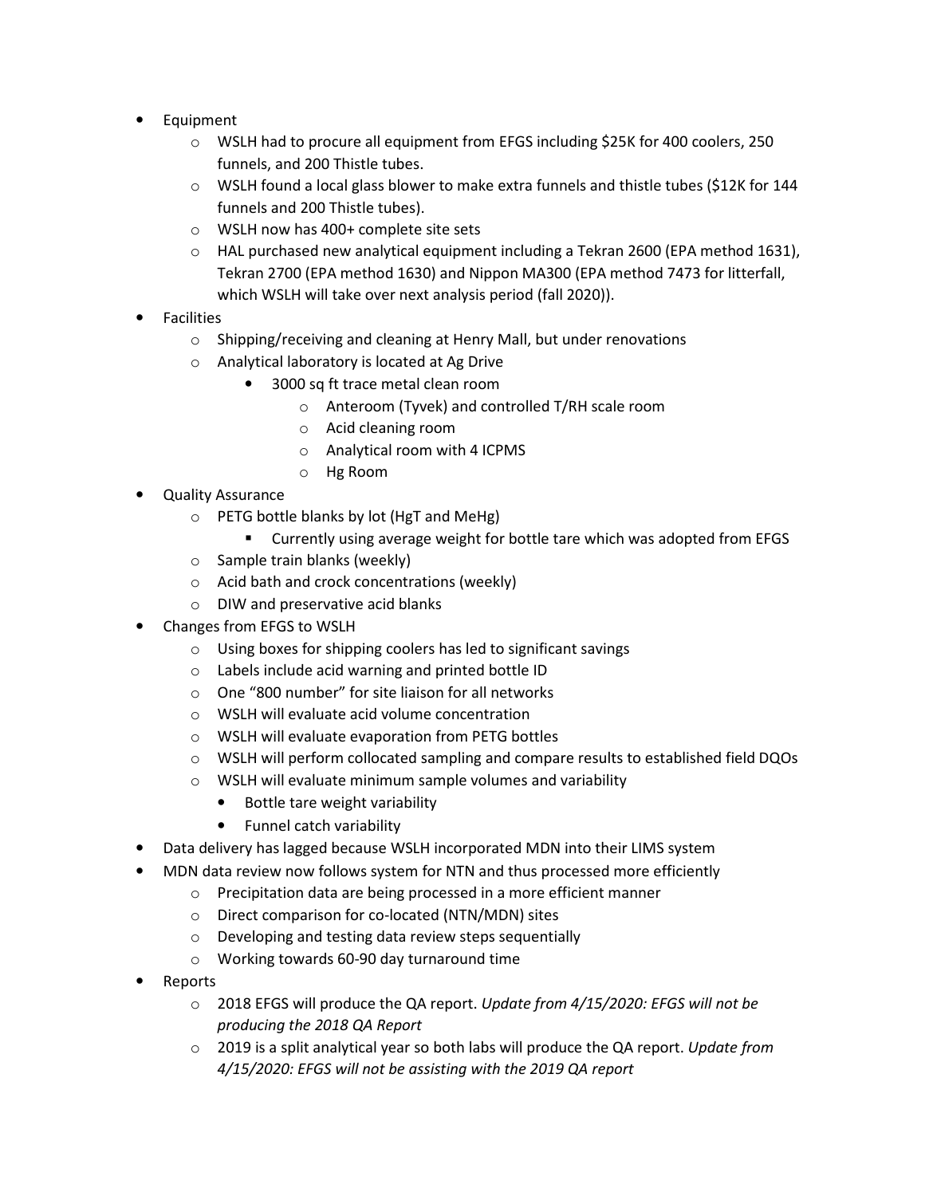- Equipment
    - WSLH had to procure all equipment from EFGS including $25K for 400 coolers, 250 funnels, and 200 Thistle tubes.
    - WSLH found a local glass blower to make extra funnels and thistle tubes ($12K for 144 funnels and 200 Thistle tubes).
    - WSLH now has 400+ complete site sets
    - HAL purchased new analytical equipment including a Tekran 2600 (EPA method 1631), Tekran 2700 (EPA method 1630) and Nippon MA300 (EPA method 7473 for litterfall, which WSLH will take over next analysis period (fall 2020)).
- Facilities
    - Shipping/receiving and cleaning at Henry Mall, but under renovations
    - Analytical laboratory is located at Ag Drive
        - 3000 sq ft trace metal clean room
            - Anteroom (Tyvek) and controlled T/RH scale room
            - Acid cleaning room
            - Analytical room with 4 ICPMS
            - Hg Room
- Quality Assurance
    - PETG bottle blanks by lot (HgT and MeHg)
        - Currently using average weight for bottle tare which was adopted from EFGS
    - Sample train blanks (weekly)
    - Acid bath and crock concentrations (weekly)
    - DIW and preservative acid blanks
- Changes from EFGS to WSLH
    - Using boxes for shipping coolers has led to significant savings
    - Labels include acid warning and printed bottle ID
    - One "800 number" for site liaison for all networks
    - WSLH will evaluate acid volume concentration
    - WSLH will evaluate evaporation from PETG bottles
    - WSLH will perform collocated sampling and compare results to established field DQOs
    - WSLH will evaluate minimum sample volumes and variability
        - Bottle tare weight variability
        - Funnel catch variability
- Data delivery has lagged because WSLH incorporated MDN into their LIMS system
- MDN data review now follows system for NTN and thus processed more efficiently
    - Precipitation data are being processed in a more efficient manner
    - Direct comparison for co-located (NTN/MDN) sites
    - Developing and testing data review steps sequentially
    - Working towards 60-90 day turnaround time
- Reports
    - 2018 EFGS will produce the QA report. *Update from 4/15/2020: EFGS will not be producing the 2018 QA Report*
    - 2019 is a split analytical year so both labs will produce the QA report. *Update from 4/15/2020: EFGS will not be assisting with the 2019 QA report*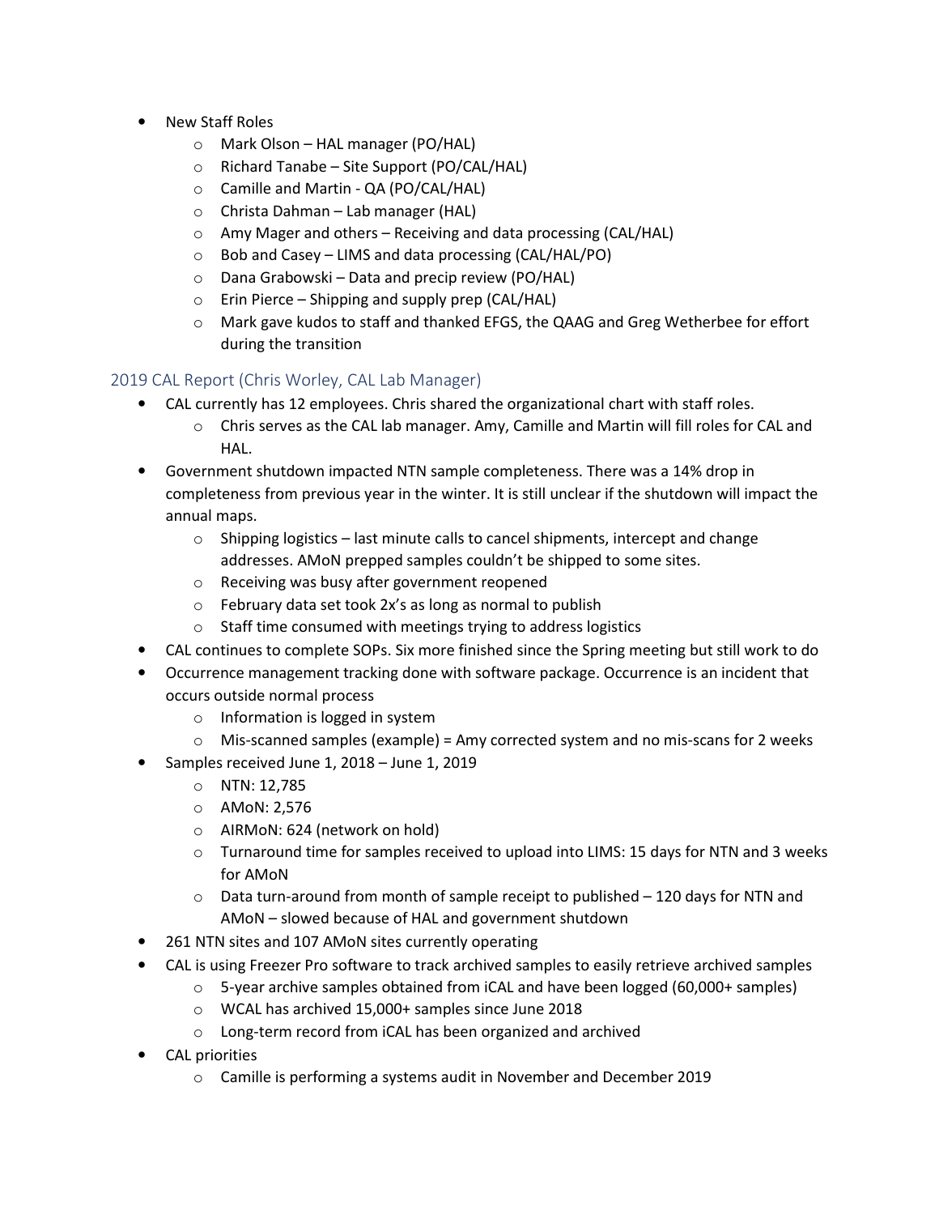- New Staff Roles
    - Mark Olson – HAL manager (PO/HAL)
    - Richard Tanabe – Site Support (PO/CAL/HAL)
    - Camille and Martin - QA (PO/CAL/HAL)
    - Christa Dahman – Lab manager (HAL)
    - Amy Mager and others – Receiving and data processing (CAL/HAL)
    - Bob and Casey – LIMS and data processing (CAL/HAL/PO)
    - Dana Grabowski – Data and precip review (PO/HAL)
    - Erin Pierce – Shipping and supply prep (CAL/HAL)
    - Mark gave kudos to staff and thanked EFGS, the QAAG and Greg Wetherbee for effort during the transition

### 2019 CAL Report (Chris Worley, CAL Lab Manager)

- CAL currently has 12 employees. Chris shared the organizational chart with staff roles.
    - Chris serves as the CAL lab manager. Amy, Camille and Martin will fill roles for CAL and HAL.
- Government shutdown impacted NTN sample completeness. There was a 14% drop in completeness from previous year in the winter. It is still unclear if the shutdown will impact the annual maps.
    - Shipping logistics – last minute calls to cancel shipments, intercept and change addresses. AMoN prepped samples couldn't be shipped to some sites.
    - Receiving was busy after government reopened
    - February data set took 2x's as long as normal to publish
    - Staff time consumed with meetings trying to address logistics
- CAL continues to complete SOPs. Six more finished since the Spring meeting but still work to do
- Occurrence management tracking done with software package. Occurrence is an incident that occurs outside normal process
    - Information is logged in system
    - Mis-scanned samples (example) = Amy corrected system and no mis-scans for 2 weeks
- Samples received June 1, 2018 – June 1, 2019
    - NTN: 12,785
    - AMoN: 2,576
    - AIRMoN: 624 (network on hold)
    - Turnaround time for samples received to upload into LIMS: 15 days for NTN and 3 weeks for AMoN
    - Data turn-around from month of sample receipt to published – 120 days for NTN and AMoN – slowed because of HAL and government shutdown
- 261 NTN sites and 107 AMoN sites currently operating
- CAL is using Freezer Pro software to track archived samples to easily retrieve archived samples
    - 5-year archive samples obtained from iCAL and have been logged (60,000+ samples)
    - WCAL has archived 15,000+ samples since June 2018
    - Long-term record from iCAL has been organized and archived
- CAL priorities
    - Camille is performing a systems audit in November and December 2019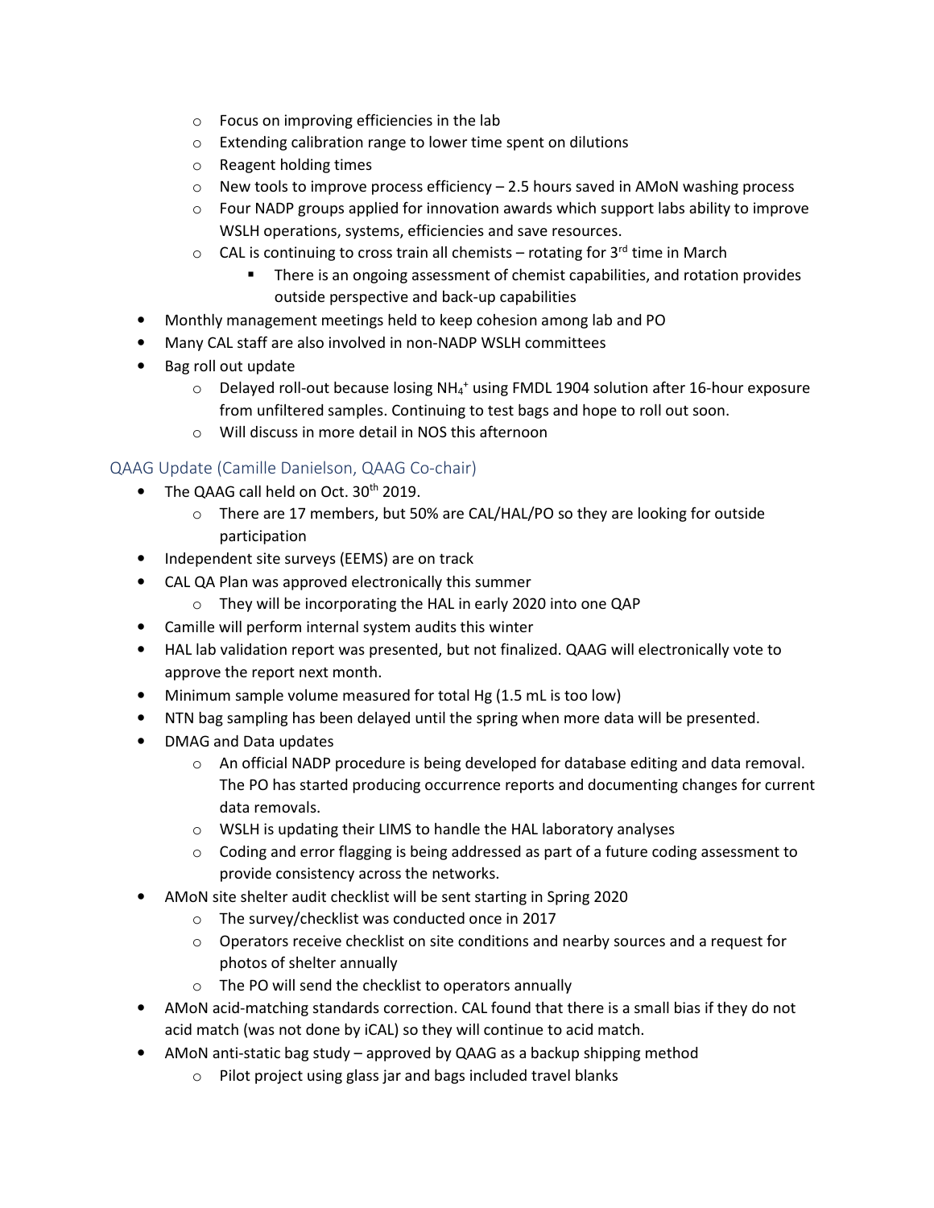- Focus on improving efficiencies in the lab
    - Extending calibration range to lower time spent on dilutions
    - Reagent holding times
    - New tools to improve process efficiency – 2.5 hours saved in AMoN washing process
    - Four NADP groups applied for innovation awards which support labs ability to improve WSLH operations, systems, efficiencies and save resources.
    - CAL is continuing to cross train all chemists – rotating for 3rd time in March
        - There is an ongoing assessment of chemist capabilities, and rotation provides outside perspective and back-up capabilities
- Monthly management meetings held to keep cohesion among lab and PO
- Many CAL staff are also involved in non-NADP WSLH committees
- Bag roll out update
    - Delayed roll-out because losing $NH_4^+$ using FMDL 1904 solution after 16-hour exposure from unfiltered samples. Continuing to test bags and hope to roll out soon.
    - Will discuss in more detail in NOS this afternoon

### QAAG Update (Camille Danielson, QAAG Co-chair)

- The QAAG call held on Oct. 30th 2019.
    - There are 17 members, but 50% are CAL/HAL/PO so they are looking for outside participation
- Independent site surveys (EEMS) are on track
- CAL QA Plan was approved electronically this summer
    - They will be incorporating the HAL in early 2020 into one QAP
- Camille will perform internal system audits this winter
- HAL lab validation report was presented, but not finalized. QAAG will electronically vote to approve the report next month.
- Minimum sample volume measured for total Hg (1.5 mL is too low)
- NTN bag sampling has been delayed until the spring when more data will be presented.
- DMAG and Data updates
    - An official NADP procedure is being developed for database editing and data removal. The PO has started producing occurrence reports and documenting changes for current data removals.
    - WSLH is updating their LIMS to handle the HAL laboratory analyses
    - Coding and error flagging is being addressed as part of a future coding assessment to provide consistency across the networks.
- AMoN site shelter audit checklist will be sent starting in Spring 2020
    - The survey/checklist was conducted once in 2017
    - Operators receive checklist on site conditions and nearby sources and a request for photos of shelter annually
    - The PO will send the checklist to operators annually
- AMoN acid-matching standards correction. CAL found that there is a small bias if they do not acid match (was not done by iCAL) so they will continue to acid match.
- AMoN anti-static bag study – approved by QAAG as a backup shipping method
    - Pilot project using glass jar and bags included travel blanks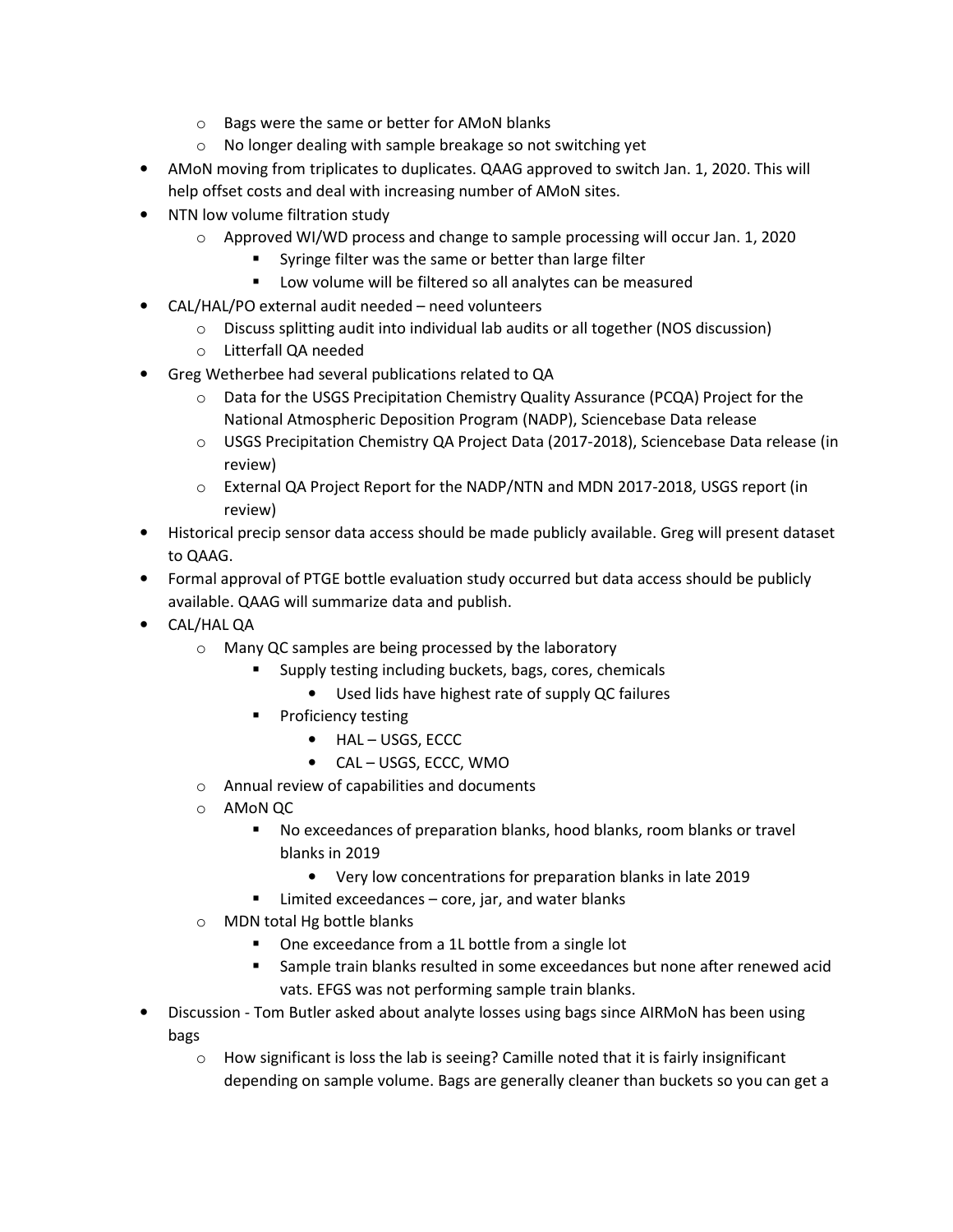- Bags were the same or better for AMoN blanks
    - No longer dealing with sample breakage so not switching yet
- AMoN moving from triplicates to duplicates. QAAG approved to switch Jan. 1, 2020. This will help offset costs and deal with increasing number of AMoN sites.
- NTN low volume filtration study
    - Approved WI/WD process and change to sample processing will occur Jan. 1, 2020
        - Syringe filter was the same or better than large filter
        - Low volume will be filtered so all analytes can be measured
- CAL/HAL/PO external audit needed – need volunteers
    - Discuss splitting audit into individual lab audits or all together (NOS discussion)
    - Litterfall QA needed
- Greg Wetherbee had several publications related to QA
    - Data for the USGS Precipitation Chemistry Quality Assurance (PCQA) Project for the National Atmospheric Deposition Program (NADP), Sciencebase Data release
    - USGS Precipitation Chemistry QA Project Data (2017-2018), Sciencebase Data release (in review)
    - External QA Project Report for the NADP/NTN and MDN 2017-2018, USGS report (in review)
- Historical precip sensor data access should be made publicly available. Greg will present dataset to QAAG.
- Formal approval of PTGE bottle evaluation study occurred but data access should be publicly available. QAAG will summarize data and publish.
- CAL/HAL QA
    - Many QC samples are being processed by the laboratory
        - Supply testing including buckets, bags, cores, chemicals
            - Used lids have highest rate of supply QC failures
        - Proficiency testing
            - HAL – USGS, ECCC
            - CAL – USGS, ECCC, WMO
    - Annual review of capabilities and documents
    - AMoN QC
        - No exceedances of preparation blanks, hood blanks, room blanks or travel blanks in 2019
            - Very low concentrations for preparation blanks in late 2019
        - Limited exceedances – core, jar, and water blanks
    - MDN total Hg bottle blanks
        - One exceedance from a 1L bottle from a single lot
        - Sample train blanks resulted in some exceedances but none after renewed acid vats. EFGS was not performing sample train blanks.
- Discussion - Tom Butler asked about analyte losses using bags since AIRMoN has been using bags
    - How significant is loss the lab is seeing? Camille noted that it is fairly insignificant depending on sample volume. Bags are generally cleaner than buckets so you can get a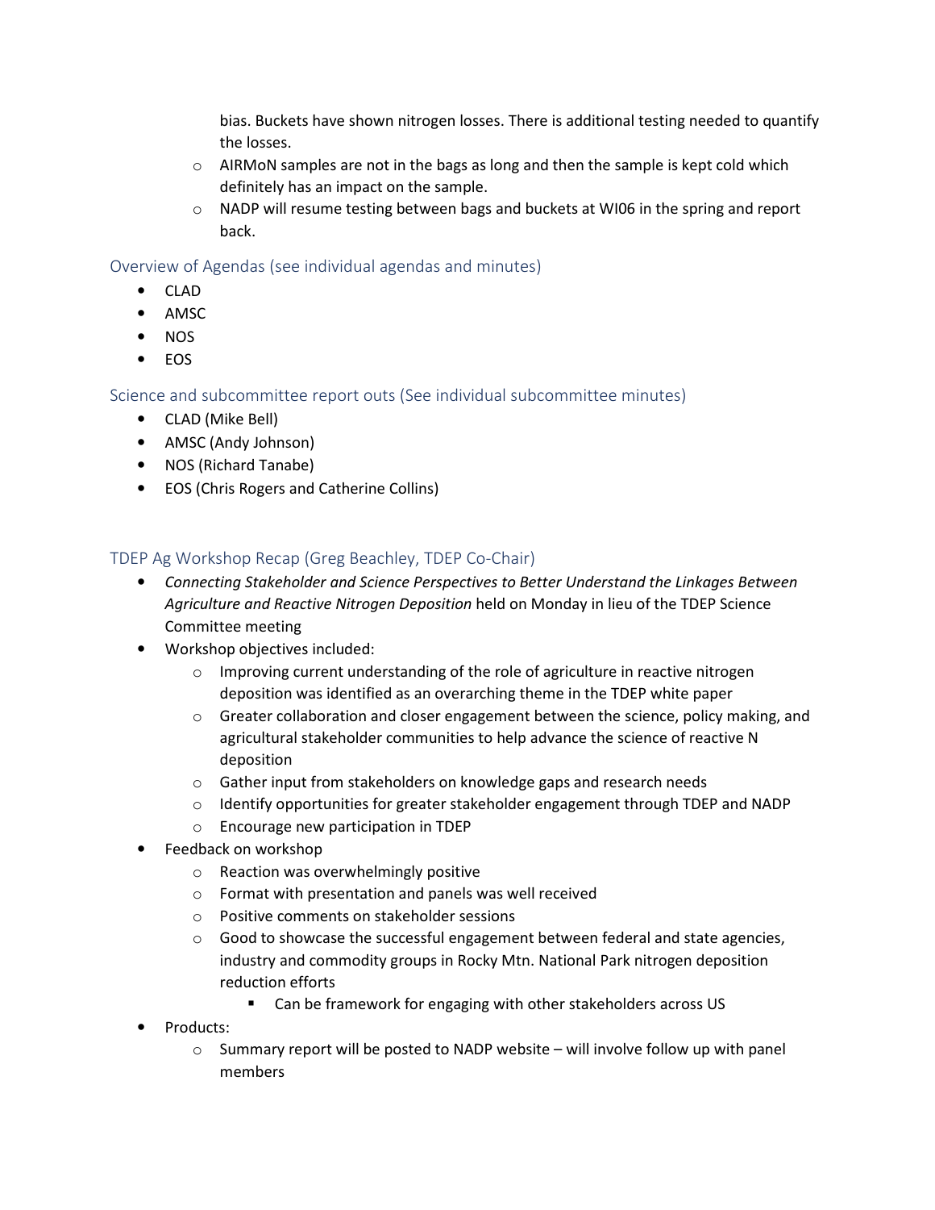bias. Buckets have shown nitrogen losses. There is additional testing needed to quantify the losses.
  - AIRMoN samples are not in the bags as long and then the sample is kept cold which definitely has an impact on the sample.
  - NADP will resume testing between bags and buckets at WI06 in the spring and report back.

## Overview of Agendas (see individual agendas and minutes)

- CLAD
- AMSC
- NOS
- EOS

## Science and subcommittee report outs (See individual subcommittee minutes)

- CLAD (Mike Bell)
- AMSC (Andy Johnson)
- NOS (Richard Tanabe)
- EOS (Chris Rogers and Catherine Collins)

## TDEP Ag Workshop Recap (Greg Beachley, TDEP Co-Chair)

- *Connecting Stakeholder and Science Perspectives to Better Understand the Linkages Between Agriculture and Reactive Nitrogen Deposition* held on Monday in lieu of the TDEP Science Committee meeting
- Workshop objectives included:
  - Improving current understanding of the role of agriculture in reactive nitrogen deposition was identified as an overarching theme in the TDEP white paper
  - Greater collaboration and closer engagement between the science, policy making, and agricultural stakeholder communities to help advance the science of reactive N deposition
  - Gather input from stakeholders on knowledge gaps and research needs
  - Identify opportunities for greater stakeholder engagement through TDEP and NADP
  - Encourage new participation in TDEP
- Feedback on workshop
  - Reaction was overwhelmingly positive
  - Format with presentation and panels was well received
  - Positive comments on stakeholder sessions
  - Good to showcase the successful engagement between federal and state agencies, industry and commodity groups in Rocky Mtn. National Park nitrogen deposition reduction efforts
    - Can be framework for engaging with other stakeholders across US
- Products:
  - Summary report will be posted to NADP website – will involve follow up with panel members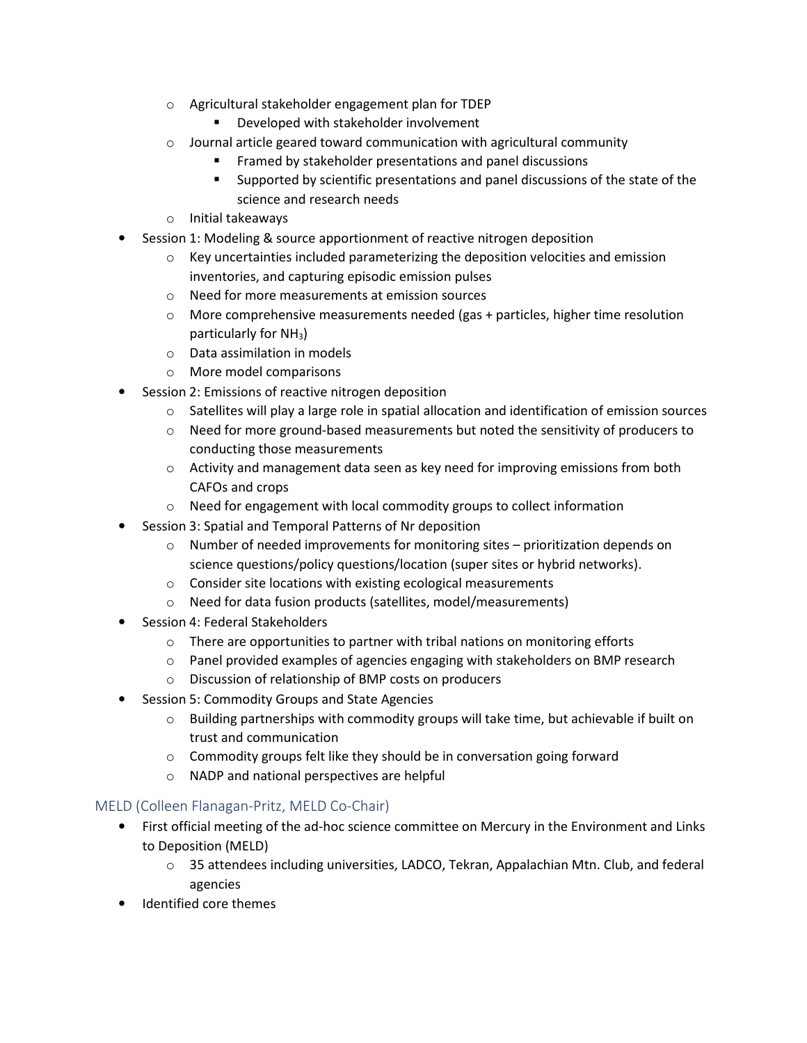- Agricultural stakeholder engagement plan for TDEP
        - Developed with stakeholder involvement
    - Journal article geared toward communication with agricultural community
        - Framed by stakeholder presentations and panel discussions
        - Supported by scientific presentations and panel discussions of the state of the science and research needs
    - Initial takeaways
- Session 1: Modeling & source apportionment of reactive nitrogen deposition
    - Key uncertainties included parameterizing the deposition velocities and emission inventories, and capturing episodic emission pulses
    - Need for more measurements at emission sources
    - More comprehensive measurements needed (gas + particles, higher time resolution particularly for $NH_3$)
    - Data assimilation in models
    - More model comparisons
- Session 2: Emissions of reactive nitrogen deposition
    - Satellites will play a large role in spatial allocation and identification of emission sources
    - Need for more ground-based measurements but noted the sensitivity of producers to conducting those measurements
    - Activity and management data seen as key need for improving emissions from both CAFOs and crops
    - Need for engagement with local commodity groups to collect information
- Session 3: Spatial and Temporal Patterns of Nr deposition
    - Number of needed improvements for monitoring sites – prioritization depends on science questions/policy questions/location (super sites or hybrid networks).
    - Consider site locations with existing ecological measurements
    - Need for data fusion products (satellites, model/measurements)
- Session 4: Federal Stakeholders
    - There are opportunities to partner with tribal nations on monitoring efforts
    - Panel provided examples of agencies engaging with stakeholders on BMP research
    - Discussion of relationship of BMP costs on producers
- Session 5: Commodity Groups and State Agencies
    - Building partnerships with commodity groups will take time, but achievable if built on trust and communication
    - Commodity groups felt like they should be in conversation going forward
    - NADP and national perspectives are helpful

### MELD (Colleen Flanagan-Pritz, MELD Co-Chair)

- First official meeting of the ad-hoc science committee on Mercury in the Environment and Links to Deposition (MELD)
    - 35 attendees including universities, LADCO, Tekran, Appalachian Mtn. Club, and federal agencies
- Identified core themes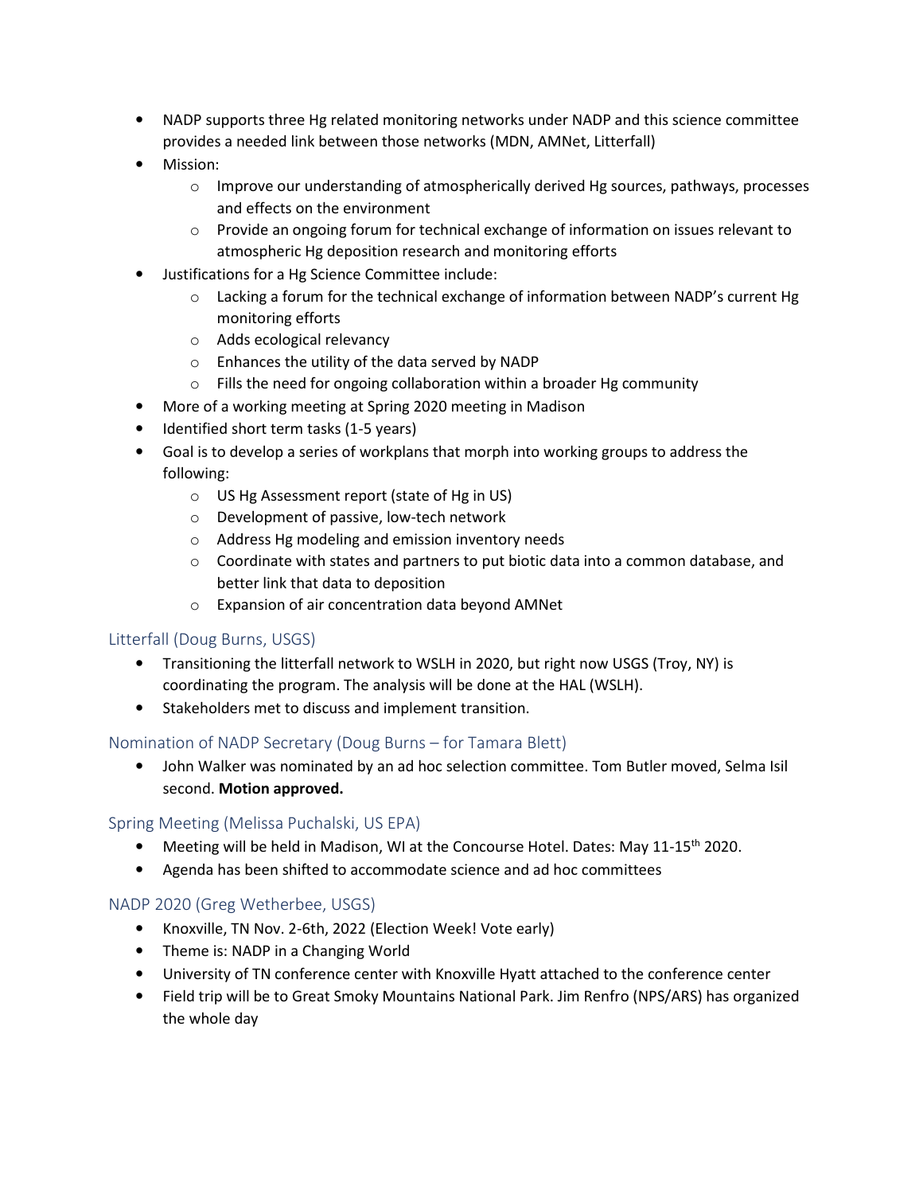- NADP supports three Hg related monitoring networks under NADP and this science committee provides a needed link between those networks (MDN, AMNet, Litterfall)
- Mission:
  - Improve our understanding of atmospherically derived Hg sources, pathways, processes and effects on the environment
  - Provide an ongoing forum for technical exchange of information on issues relevant to atmospheric Hg deposition research and monitoring efforts
- Justifications for a Hg Science Committee include:
  - Lacking a forum for the technical exchange of information between NADP's current Hg monitoring efforts
  - Adds ecological relevancy
  - Enhances the utility of the data served by NADP
  - Fills the need for ongoing collaboration within a broader Hg community
- More of a working meeting at Spring 2020 meeting in Madison
- Identified short term tasks (1-5 years)
- Goal is to develop a series of workplans that morph into working groups to address the following:
  - US Hg Assessment report (state of Hg in US)
  - Development of passive, low-tech network
  - Address Hg modeling and emission inventory needs
  - Coordinate with states and partners to put biotic data into a common database, and better link that data to deposition
  - Expansion of air concentration data beyond AMNet

### Litterfall (Doug Burns, USGS)

- Transitioning the litterfall network to WSLH in 2020, but right now USGS (Troy, NY) is coordinating the program. The analysis will be done at the HAL (WSLH).
- Stakeholders met to discuss and implement transition.

### Nomination of NADP Secretary (Doug Burns – for Tamara Blett)

- John Walker was nominated by an ad hoc selection committee. Tom Butler moved, Selma Isil second. **Motion approved.**

### Spring Meeting (Melissa Puchalski, US EPA)

- Meeting will be held in Madison, WI at the Concourse Hotel. Dates: May 11-15th 2020.
- Agenda has been shifted to accommodate science and ad hoc committees

### NADP 2020 (Greg Wetherbee, USGS)

- Knoxville, TN Nov. 2-6th, 2022 (Election Week! Vote early)
- Theme is: NADP in a Changing World
- University of TN conference center with Knoxville Hyatt attached to the conference center
- Field trip will be to Great Smoky Mountains National Park. Jim Renfro (NPS/ARS) has organized the whole day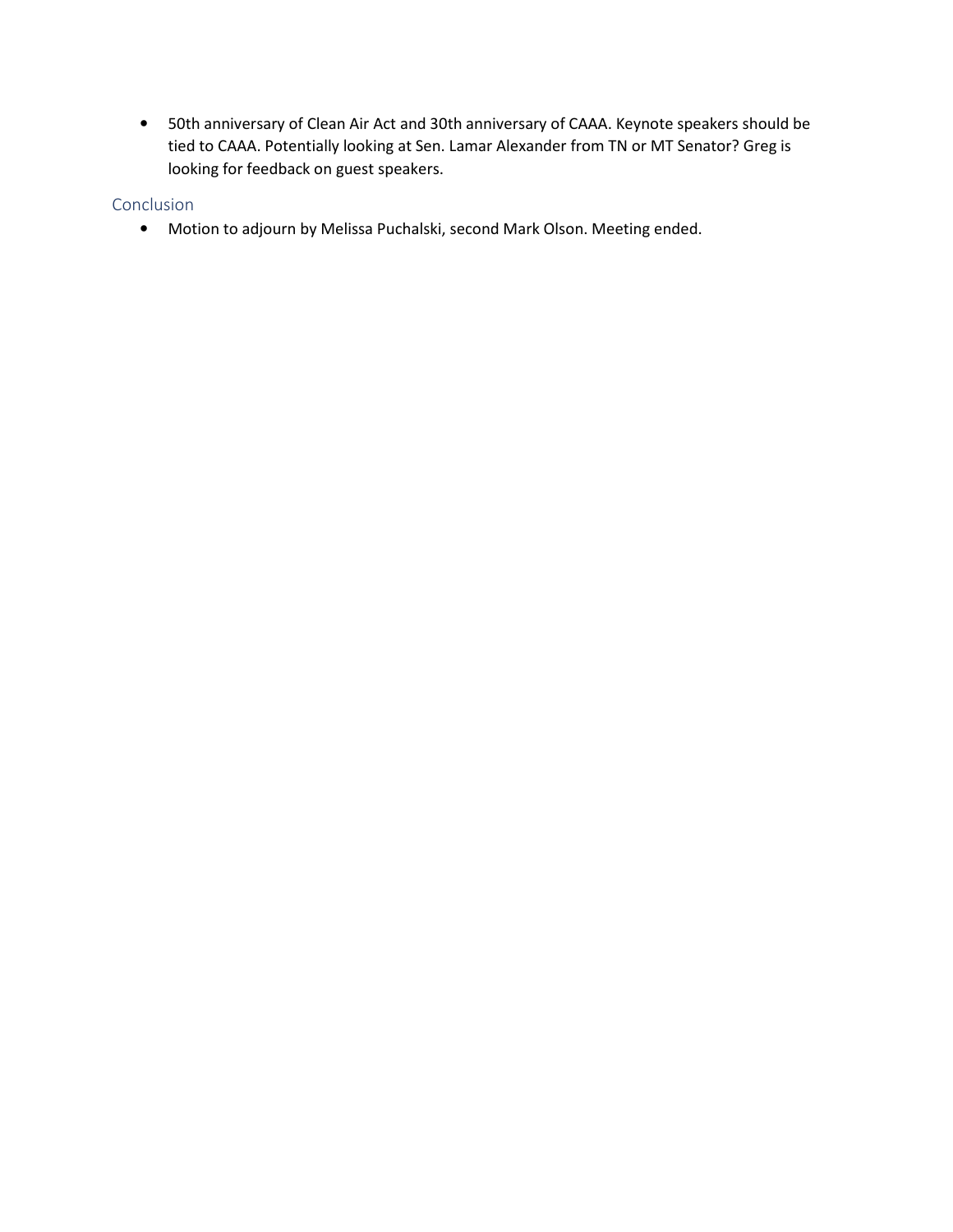- 50th anniversary of Clean Air Act and 30th anniversary of CAAA. Keynote speakers should be tied to CAAA. Potentially looking at Sen. Lamar Alexander from TN or MT Senator? Greg is looking for feedback on guest speakers.

## Conclusion

- Motion to adjourn by Melissa Puchalski, second Mark Olson. Meeting ended.